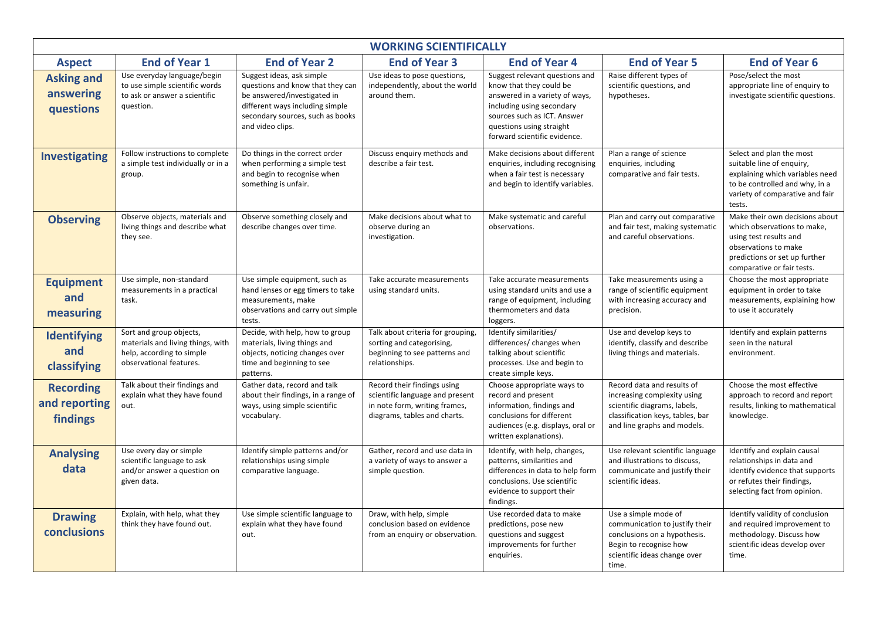| WORKING SCIENTIFICALLY | | | | | | |
|---|---|---|---|---|---|---|
| **Aspect** | **End of Year 1** | **End of Year 2** | **End of Year 3** | **End of Year 4** | **End of Year 5** | **End of Year 6** |
| **Asking and answering questions** | Use everyday language/begin to use simple scientific words to ask or answer a scientific question. | Suggest ideas, ask simple questions and know that they can be answered/investigated in different ways including simple secondary sources, such as books and video clips. | Use ideas to pose questions, independently, about the world around them. | Suggest relevant questions and know that they could be answered in a variety of ways, including using secondary sources such as ICT. Answer questions using straight forward scientific evidence. | Raise different types of scientific questions, and hypotheses. | Pose/select the most appropriate line of enquiry to investigate scientific questions. |
| **Investigating** | Follow instructions to complete a simple test individually or in a group. | Do things in the correct order when performing a simple test and begin to recognise when something is unfair. | Discuss enquiry methods and describe a fair test. | Make decisions about different enquiries, including recognising when a fair test is necessary and begin to identify variables. | Plan a range of science enquiries, including comparative and fair tests. | Select and plan the most suitable line of enquiry, explaining which variables need to be controlled and why, in a variety of comparative and fair tests. |
| **Observing** | Observe objects, materials and living things and describe what they see. | Observe something closely and describe changes over time. | Make decisions about what to observe during an investigation. | Make systematic and careful observations. | Plan and carry out comparative and fair test, making systematic and careful observations. | Make their own decisions about which observations to make, using test results and observations to make predictions or set up further comparative or fair tests. |
| **Equipment and measuring** | Use simple, non-standard measurements in a practical task. | Use simple equipment, such as hand lenses or egg timers to take measurements, make observations and carry out simple tests. | Take accurate measurements using standard units. | Take accurate measurements using standard units and use a range of equipment, including thermometers and data loggers. | Take measurements using a range of scientific equipment with increasing accuracy and precision. | Choose the most appropriate equipment in order to take measurements, explaining how to use it accurately |
| **Identifying and classifying** | Sort and group objects, materials and living things, with help, according to simple observational features. | Decide, with help, how to group materials, living things and objects, noticing changes over time and beginning to see patterns. | Talk about criteria for grouping, sorting and categorising, beginning to see patterns and relationships. | Identify similarities/ differences/ changes when talking about scientific processes. Use and begin to create simple keys. | Use and develop keys to identify, classify and describe living things and materials. | Identify and explain patterns seen in the natural environment. |
| **Recording and reporting findings** | Talk about their findings and explain what they have found out. | Gather data, record and talk about their findings, in a range of ways, using simple scientific vocabulary. | Record their findings using scientific language and present in note form, writing frames, diagrams, tables and charts. | Choose appropriate ways to record and present information, findings and conclusions for different audiences (e.g. displays, oral or written explanations). | Record data and results of increasing complexity using scientific diagrams, labels, classification keys, tables, bar and line graphs and models. | Choose the most effective approach to record and report results, linking to mathematical knowledge. |
| **Analysing data** | Use every day or simple scientific language to ask and/or answer a question on given data. | Identify simple patterns and/or relationships using simple comparative language. | Gather, record and use data in a variety of ways to answer a simple question. | Identify, with help, changes, patterns, similarities and differences in data to help form conclusions. Use scientific evidence to support their findings. | Use relevant scientific language and illustrations to discuss, communicate and justify their scientific ideas. | Identify and explain causal relationships in data and identify evidence that supports or refutes their findings, selecting fact from opinion. |
| **Drawing conclusions** | Explain, with help, what they think they have found out. | Use simple scientific language to explain what they have found out. | Draw, with help, simple conclusion based on evidence from an enquiry or observation. | Use recorded data to make predictions, pose new questions and suggest improvements for further enquiries. | Use a simple mode of communication to justify their conclusions on a hypothesis. Begin to recognise how scientific ideas change over time. | Identify validity of conclusion and required improvement to methodology. Discuss how scientific ideas develop over time. |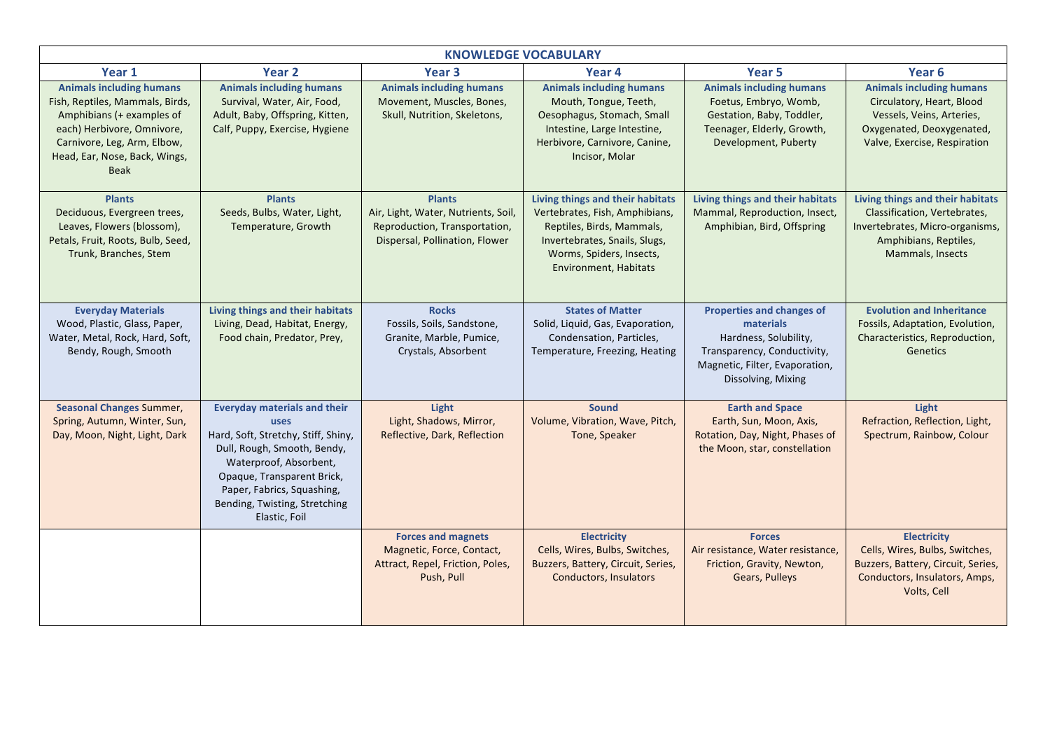| KNOWLEDGE VOCABULARY | | | | | |
|---|---|---|---|---|---|
| **Year 1** | **Year 2** | **Year 3** | **Year 4** | **Year 5** | **Year 6** |
| **Animals including humans** Fish, Reptiles, Mammals, Birds, Amphibians (+ examples of each) Herbivore, Omnivore, Carnivore, Leg, Arm, Elbow, Head, Ear, Nose, Back, Wings, Beak | **Animals including humans** Survival, Water, Air, Food, Adult, Baby, Offspring, Kitten, Calf, Puppy, Exercise, Hygiene | **Animals including humans** Movement, Muscles, Bones, Skull, Nutrition, Skeletons, | **Animals including humans** Mouth, Tongue, Teeth, Oesophagus, Stomach, Small Intestine, Large Intestine, Herbivore, Carnivore, Canine, Incisor, Molar | **Animals including humans** Foetus, Embryo, Womb, Gestation, Baby, Toddler, Teenager, Elderly, Growth, Development, Puberty | **Animals including humans** Circulatory, Heart, Blood Vessels, Veins, Arteries, Oxygenated, Deoxygenated, Valve, Exercise, Respiration |
| **Plants** Deciduous, Evergreen trees, Leaves, Flowers (blossom), Petals, Fruit, Roots, Bulb, Seed, Trunk, Branches, Stem | **Plants** Seeds, Bulbs, Water, Light, Temperature, Growth | **Plants** Air, Light, Water, Nutrients, Soil, Reproduction, Transportation, Dispersal, Pollination, Flower | **Living things and their habitats** Vertebrates, Fish, Amphibians, Reptiles, Birds, Mammals, Invertebrates, Snails, Slugs, Worms, Spiders, Insects, Environment, Habitats | **Living things and their habitats** Mammal, Reproduction, Insect, Amphibian, Bird, Offspring | **Living things and their habitats** Classification, Vertebrates, Invertebrates, Micro-organisms, Amphibians, Reptiles, Mammals, Insects |
| **Everyday Materials** Wood, Plastic, Glass, Paper, Water, Metal, Rock, Hard, Soft, Bendy, Rough, Smooth | **Living things and their habitats** Living, Dead, Habitat, Energy, Food chain, Predator, Prey, | **Rocks** Fossils, Soils, Sandstone, Granite, Marble, Pumice, Crystals, Absorbent | **States of Matter** Solid, Liquid, Gas, Evaporation, Condensation, Particles, Temperature, Freezing, Heating | **Properties and changes of materials** Hardness, Solubility, Transparency, Conductivity, Magnetic, Filter, Evaporation, Dissolving, Mixing | **Evolution and Inheritance** Fossils, Adaptation, Evolution, Characteristics, Reproduction, Genetics |
| **Seasonal Changes** Summer, Spring, Autumn, Winter, Sun, Day, Moon, Night, Light, Dark | **Everyday materials and their uses** Hard, Soft, Stretchy, Stiff, Shiny, Dull, Rough, Smooth, Bendy, Waterproof, Absorbent, Opaque, Transparent Brick, Paper, Fabrics, Squashing, Bending, Twisting, Stretching Elastic, Foil | **Light** Light, Shadows, Mirror, Reflective, Dark, Reflection | **Sound** Volume, Vibration, Wave, Pitch, Tone, Speaker | **Earth and Space** Earth, Sun, Moon, Axis, Rotation, Day, Night, Phases of the Moon, star, constellation | **Light** Refraction, Reflection, Light, Spectrum, Rainbow, Colour |
| | | **Forces and magnets** Magnetic, Force, Contact, Attract, Repel, Friction, Poles, Push, Pull | **Electricity** Cells, Wires, Bulbs, Switches, Buzzers, Battery, Circuit, Series, Conductors, Insulators | **Forces** Air resistance, Water resistance, Friction, Gravity, Newton, Gears, Pulleys | **Electricity** Cells, Wires, Bulbs, Switches, Buzzers, Battery, Circuit, Series, Conductors, Insulators, Amps, Volts, Cell |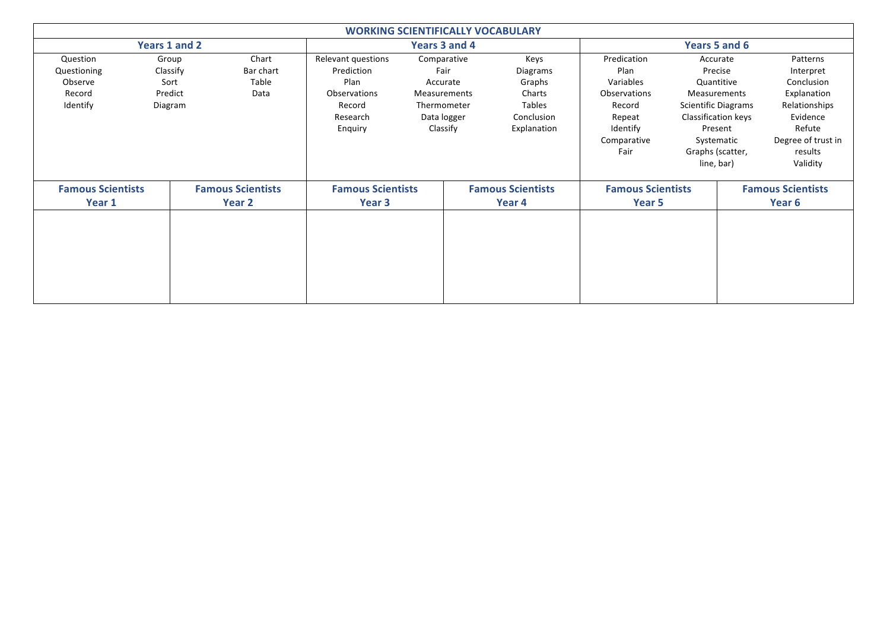| WORKING SCIENTIFICALLY VOCABULARY | | | | | | | | |
|---|---|---|---|---|---|---|---|---|
| **Years 1 and 2** | | | **Years 3 and 4** | | | **Years 5 and 6** | | |
| Question<br>Questioning<br>Observe<br>Record<br>Identify | Group<br>Classify<br>Sort<br>Predict<br>Diagram | Chart<br>Bar chart<br>Table<br>Data | Relevant questions<br>Prediction<br>Plan<br>Observations<br>Record<br>Research<br>Enquiry | Comparative<br>Fair<br>Accurate<br>Measurements<br>Thermometer<br>Data logger<br>Classify | Keys<br>Diagrams<br>Graphs<br>Charts<br>Tables<br>Conclusion<br>Explanation | Predication<br>Plan<br>Variables<br>Observations<br>Record<br>Repeat<br>Identify<br>Comparative<br>Fair | Accurate<br>Precise<br>Quantitive<br>Measurements<br>Scientific Diagrams<br>Classification keys<br>Present<br>Systematic<br>Graphs (scatter, line, bar) | Patterns<br>Interpret<br>Conclusion<br>Explanation<br>Relationships<br>Evidence<br>Refute<br>Degree of trust in results<br>Validity |

| **Famous Scientists Year 1** | **Famous Scientists Year 2** | **Famous Scientists Year 3** | **Famous Scientists Year 4** | **Famous Scientists Year 5** | **Famous Scientists Year 6** |
|---|---|---|---|---|---|
| | | | | | |